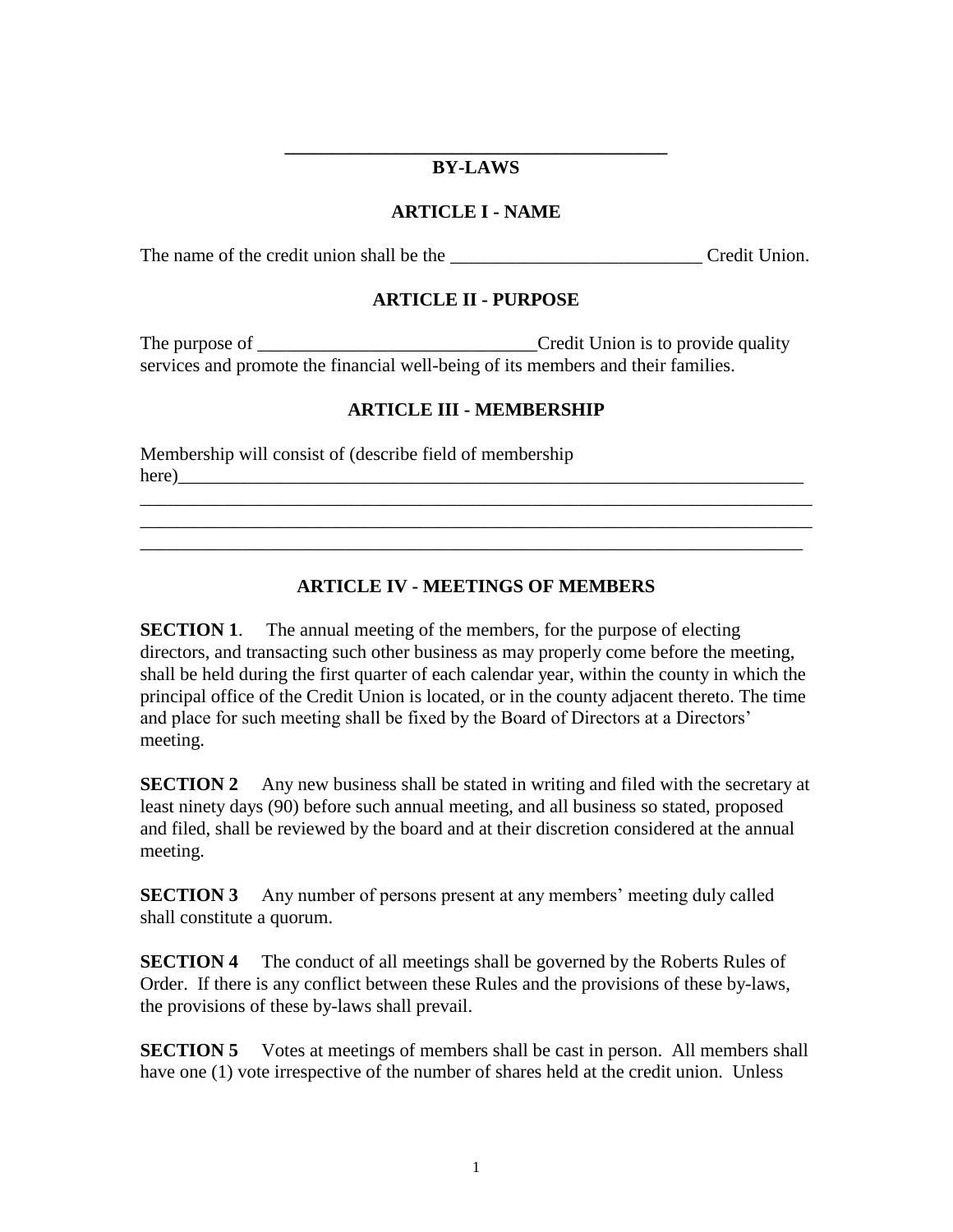\_\_\_\_\_\_\_\_\_\_\_\_\_\_\_\_\_\_\_\_\_\_\_\_\_\_\_\_\_\_\_\_\_\_\_\_\_\_\_\_

# BY-LAWS

## ARTICLE I - NAME

The name of the credit union shall be the ___________________________ Credit Union.

## ARTICLE II - PURPOSE

The purpose of ______________________________Credit Union is to provide quality services and promote the financial well-being of its members and their families.

## ARTICLE III - MEMBERSHIP

Membership will consist of (describe field of membership here)________________________________________________________________________

___________________________________________________________________________

___________________________________________________________________________

__________________________________________________________________________

## ARTICLE IV - MEETINGS OF MEMBERS

**SECTION 1**. The annual meeting of the members, for the purpose of electing directors, and transacting such other business as may properly come before the meeting, shall be held during the first quarter of each calendar year, within the county in which the principal office of the Credit Union is located, or in the county adjacent thereto. The time and place for such meeting shall be fixed by the Board of Directors at a Directors' meeting.

**SECTION 2** Any new business shall be stated in writing and filed with the secretary at least ninety days (90) before such annual meeting, and all business so stated, proposed and filed, shall be reviewed by the board and at their discretion considered at the annual meeting.

**SECTION 3** Any number of persons present at any members' meeting duly called shall constitute a quorum.

**SECTION 4** The conduct of all meetings shall be governed by the Roberts Rules of Order. If there is any conflict between these Rules and the provisions of these by-laws, the provisions of these by-laws shall prevail.

**SECTION 5** Votes at meetings of members shall be cast in person. All members shall have one (1) vote irrespective of the number of shares held at the credit union. Unless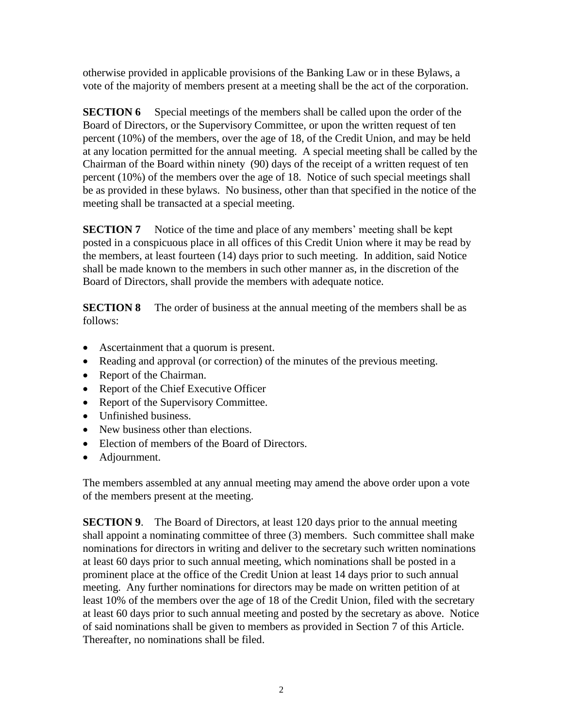otherwise provided in applicable provisions of the Banking Law or in these Bylaws, a vote of the majority of members present at a meeting shall be the act of the corporation.

**SECTION 6** Special meetings of the members shall be called upon the order of the Board of Directors, or the Supervisory Committee, or upon the written request of ten percent (10%) of the members, over the age of 18, of the Credit Union, and may be held at any location permitted for the annual meeting. A special meeting shall be called by the Chairman of the Board within ninety (90) days of the receipt of a written request of ten percent (10%) of the members over the age of 18. Notice of such special meetings shall be as provided in these bylaws. No business, other than that specified in the notice of the meeting shall be transacted at a special meeting.

**SECTION 7** Notice of the time and place of any members' meeting shall be kept posted in a conspicuous place in all offices of this Credit Union where it may be read by the members, at least fourteen (14) days prior to such meeting. In addition, said Notice shall be made known to the members in such other manner as, in the discretion of the Board of Directors, shall provide the members with adequate notice.

**SECTION 8** The order of business at the annual meeting of the members shall be as follows:

- Ascertainment that a quorum is present.
- Reading and approval (or correction) of the minutes of the previous meeting.
- Report of the Chairman.
- Report of the Chief Executive Officer
- Report of the Supervisory Committee.
- Unfinished business.
- New business other than elections.
- Election of members of the Board of Directors.
- Adjournment.

The members assembled at any annual meeting may amend the above order upon a vote of the members present at the meeting.

**SECTION 9**. The Board of Directors, at least 120 days prior to the annual meeting shall appoint a nominating committee of three (3) members. Such committee shall make nominations for directors in writing and deliver to the secretary such written nominations at least 60 days prior to such annual meeting, which nominations shall be posted in a prominent place at the office of the Credit Union at least 14 days prior to such annual meeting. Any further nominations for directors may be made on written petition of at least 10% of the members over the age of 18 of the Credit Union, filed with the secretary at least 60 days prior to such annual meeting and posted by the secretary as above. Notice of said nominations shall be given to members as provided in Section 7 of this Article. Thereafter, no nominations shall be filed.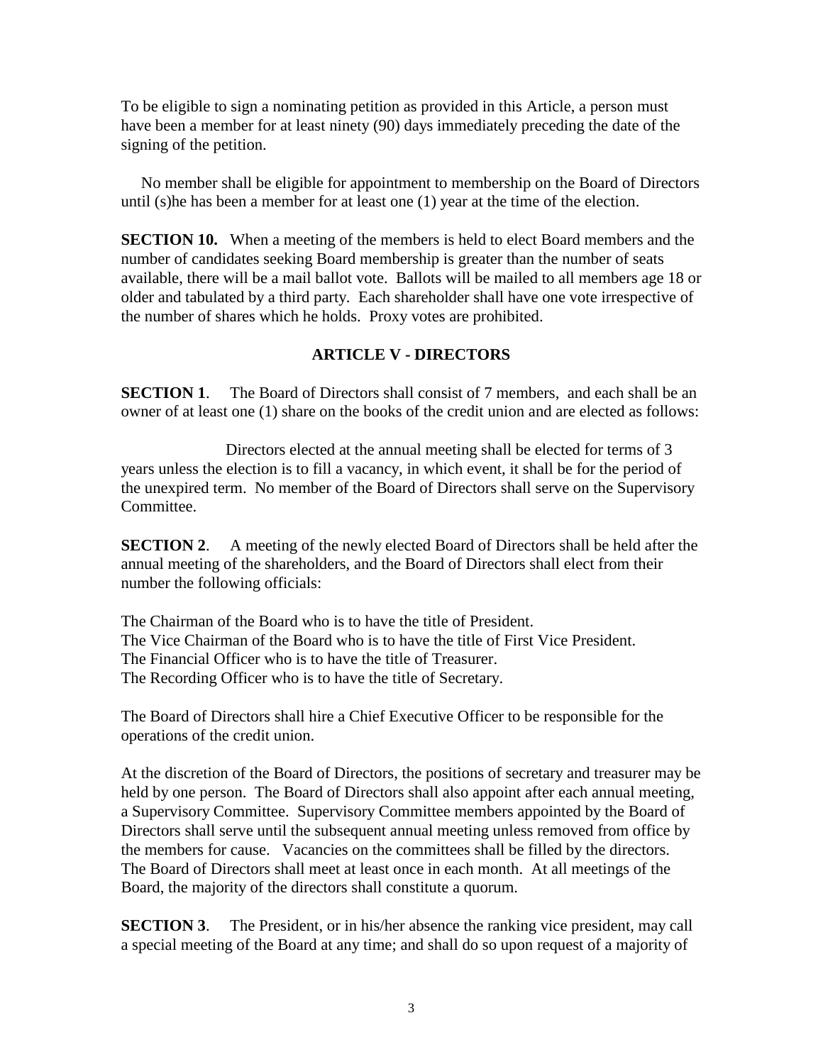To be eligible to sign a nominating petition as provided in this Article, a person must have been a member for at least ninety (90) days immediately preceding the date of the signing of the petition.

No member shall be eligible for appointment to membership on the Board of Directors until (s)he has been a member for at least one (1) year at the time of the election.

**SECTION 10.** When a meeting of the members is held to elect Board members and the number of candidates seeking Board membership is greater than the number of seats available, there will be a mail ballot vote. Ballots will be mailed to all members age 18 or older and tabulated by a third party. Each shareholder shall have one vote irrespective of the number of shares which he holds. Proxy votes are prohibited.

## ARTICLE V - DIRECTORS

**SECTION 1**. The Board of Directors shall consist of 7 members, and each shall be an owner of at least one (1) share on the books of the credit union and are elected as follows:

Directors elected at the annual meeting shall be elected for terms of 3 years unless the election is to fill a vacancy, in which event, it shall be for the period of the unexpired term. No member of the Board of Directors shall serve on the Supervisory Committee.

**SECTION 2**. A meeting of the newly elected Board of Directors shall be held after the annual meeting of the shareholders, and the Board of Directors shall elect from their number the following officials:

The Chairman of the Board who is to have the title of President.
The Vice Chairman of the Board who is to have the title of First Vice President.
The Financial Officer who is to have the title of Treasurer.
The Recording Officer who is to have the title of Secretary.

The Board of Directors shall hire a Chief Executive Officer to be responsible for the operations of the credit union.

At the discretion of the Board of Directors, the positions of secretary and treasurer may be held by one person. The Board of Directors shall also appoint after each annual meeting, a Supervisory Committee. Supervisory Committee members appointed by the Board of Directors shall serve until the subsequent annual meeting unless removed from office by the members for cause. Vacancies on the committees shall be filled by the directors. The Board of Directors shall meet at least once in each month. At all meetings of the Board, the majority of the directors shall constitute a quorum.

**SECTION 3**. The President, or in his/her absence the ranking vice president, may call a special meeting of the Board at any time; and shall do so upon request of a majority of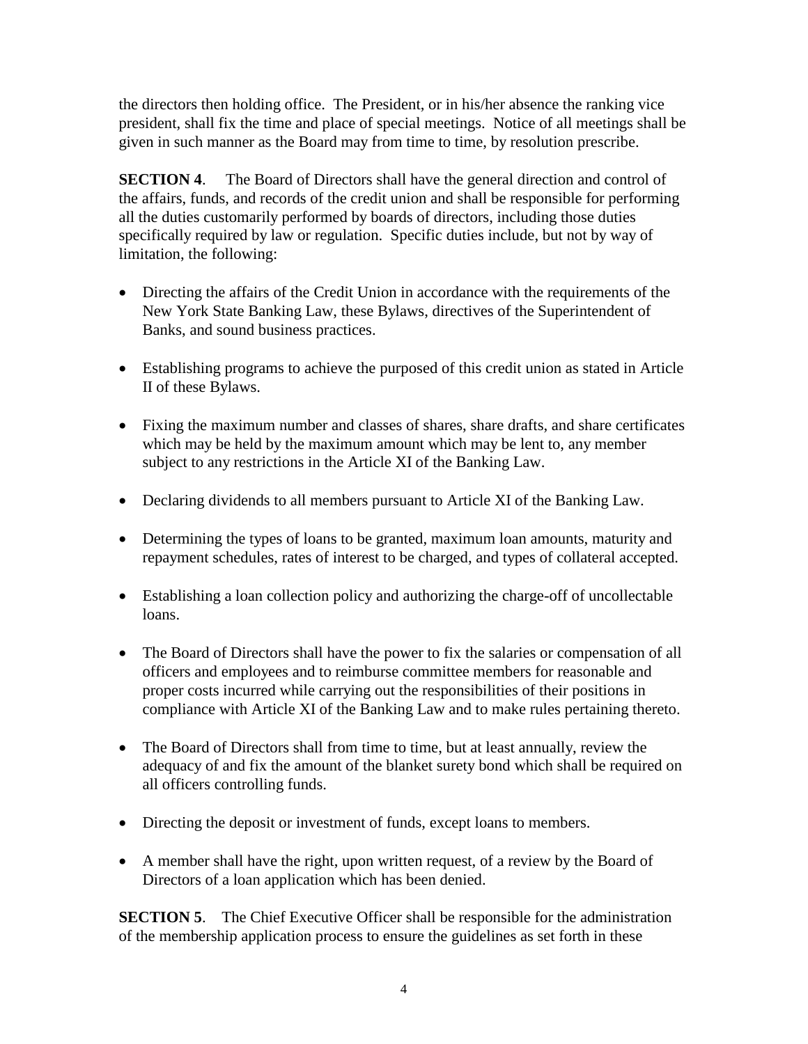the directors then holding office. The President, or in his/her absence the ranking vice president, shall fix the time and place of special meetings. Notice of all meetings shall be given in such manner as the Board may from time to time, by resolution prescribe.

**SECTION 4**. The Board of Directors shall have the general direction and control of the affairs, funds, and records of the credit union and shall be responsible for performing all the duties customarily performed by boards of directors, including those duties specifically required by law or regulation. Specific duties include, but not by way of limitation, the following:

- Directing the affairs of the Credit Union in accordance with the requirements of the New York State Banking Law, these Bylaws, directives of the Superintendent of Banks, and sound business practices.
- Establishing programs to achieve the purposed of this credit union as stated in Article II of these Bylaws.
- Fixing the maximum number and classes of shares, share drafts, and share certificates which may be held by the maximum amount which may be lent to, any member subject to any restrictions in the Article XI of the Banking Law.
- Declaring dividends to all members pursuant to Article XI of the Banking Law.
- Determining the types of loans to be granted, maximum loan amounts, maturity and repayment schedules, rates of interest to be charged, and types of collateral accepted.
- Establishing a loan collection policy and authorizing the charge-off of uncollectable loans.
- The Board of Directors shall have the power to fix the salaries or compensation of all officers and employees and to reimburse committee members for reasonable and proper costs incurred while carrying out the responsibilities of their positions in compliance with Article XI of the Banking Law and to make rules pertaining thereto.
- The Board of Directors shall from time to time, but at least annually, review the adequacy of and fix the amount of the blanket surety bond which shall be required on all officers controlling funds.
- Directing the deposit or investment of funds, except loans to members.
- A member shall have the right, upon written request, of a review by the Board of Directors of a loan application which has been denied.

**SECTION 5**. The Chief Executive Officer shall be responsible for the administration of the membership application process to ensure the guidelines as set forth in these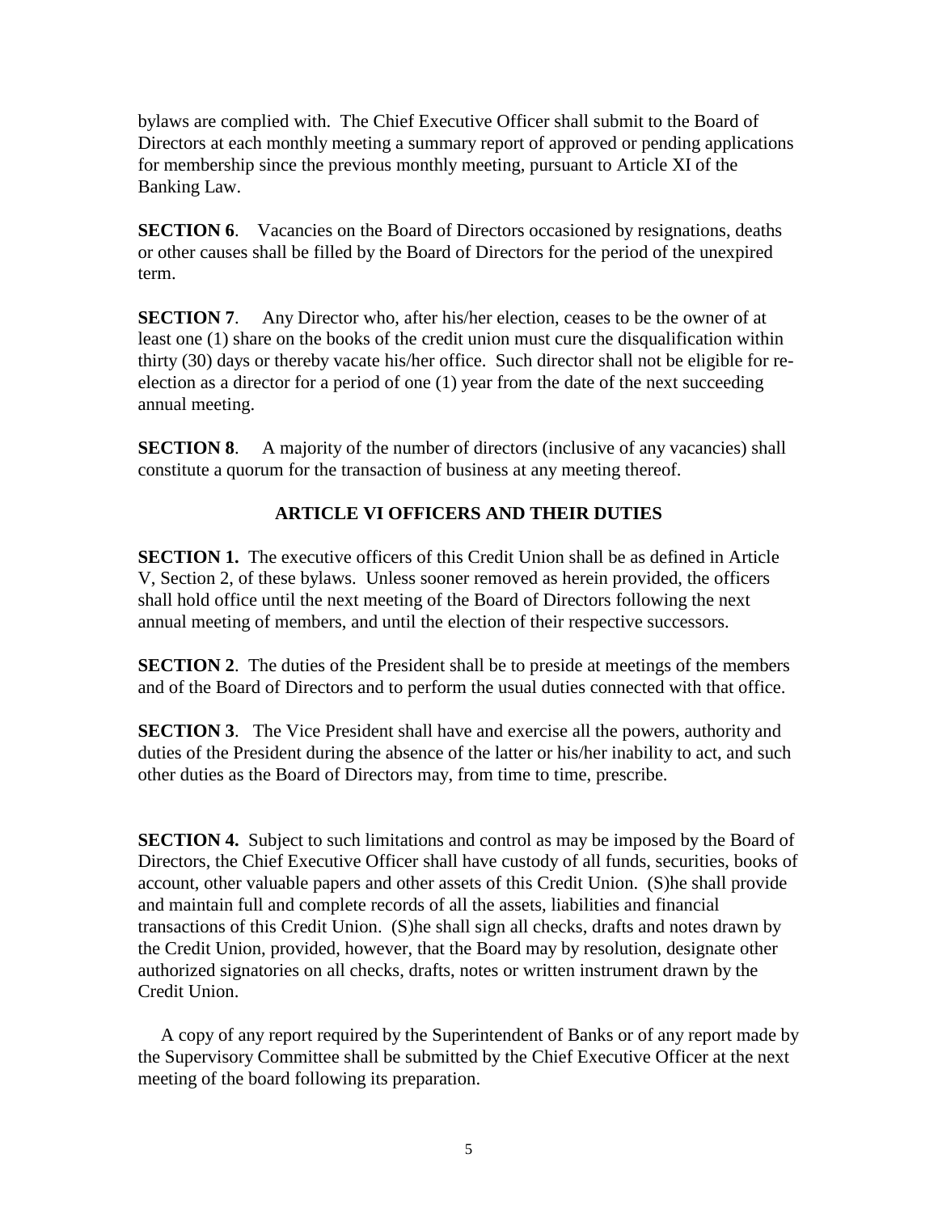bylaws are complied with. The Chief Executive Officer shall submit to the Board of Directors at each monthly meeting a summary report of approved or pending applications for membership since the previous monthly meeting, pursuant to Article XI of the Banking Law.

**SECTION 6**. Vacancies on the Board of Directors occasioned by resignations, deaths or other causes shall be filled by the Board of Directors for the period of the unexpired term.

**SECTION 7**. Any Director who, after his/her election, ceases to be the owner of at least one (1) share on the books of the credit union must cure the disqualification within thirty (30) days or thereby vacate his/her office. Such director shall not be eligible for re-election as a director for a period of one (1) year from the date of the next succeeding annual meeting.

**SECTION 8**. A majority of the number of directors (inclusive of any vacancies) shall constitute a quorum for the transaction of business at any meeting thereof.

## ARTICLE VI OFFICERS AND THEIR DUTIES

**SECTION 1.** The executive officers of this Credit Union shall be as defined in Article V, Section 2, of these bylaws. Unless sooner removed as herein provided, the officers shall hold office until the next meeting of the Board of Directors following the next annual meeting of members, and until the election of their respective successors.

**SECTION 2**. The duties of the President shall be to preside at meetings of the members and of the Board of Directors and to perform the usual duties connected with that office.

**SECTION 3**. The Vice President shall have and exercise all the powers, authority and duties of the President during the absence of the latter or his/her inability to act, and such other duties as the Board of Directors may, from time to time, prescribe.

**SECTION 4.** Subject to such limitations and control as may be imposed by the Board of Directors, the Chief Executive Officer shall have custody of all funds, securities, books of account, other valuable papers and other assets of this Credit Union. (S)he shall provide and maintain full and complete records of all the assets, liabilities and financial transactions of this Credit Union. (S)he shall sign all checks, drafts and notes drawn by the Credit Union, provided, however, that the Board may by resolution, designate other authorized signatories on all checks, drafts, notes or written instrument drawn by the Credit Union.

A copy of any report required by the Superintendent of Banks or of any report made by the Supervisory Committee shall be submitted by the Chief Executive Officer at the next meeting of the board following its preparation.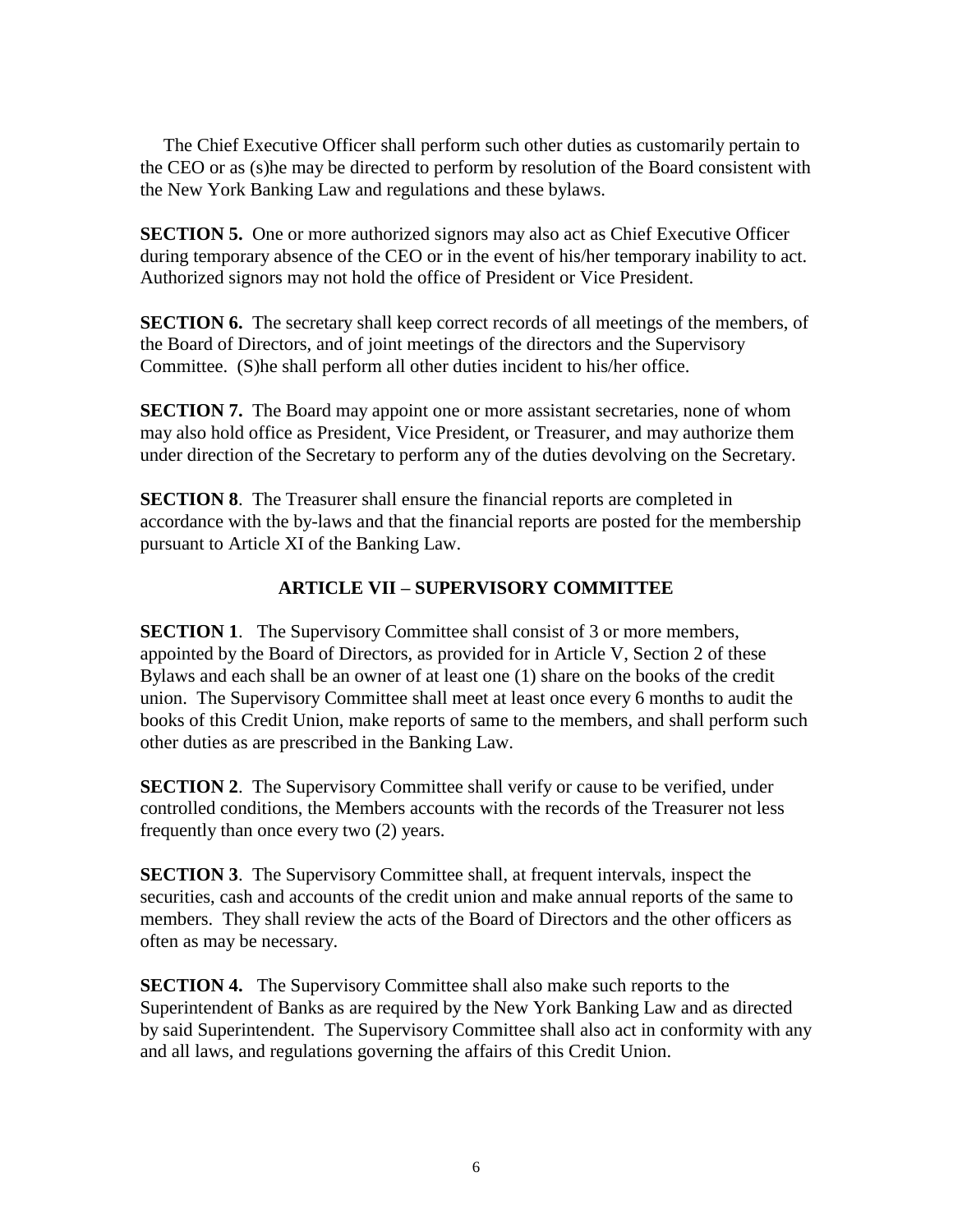The Chief Executive Officer shall perform such other duties as customarily pertain to the CEO or as (s)he may be directed to perform by resolution of the Board consistent with the New York Banking Law and regulations and these bylaws.

**SECTION 5.** One or more authorized signors may also act as Chief Executive Officer during temporary absence of the CEO or in the event of his/her temporary inability to act. Authorized signors may not hold the office of President or Vice President.

**SECTION 6.** The secretary shall keep correct records of all meetings of the members, of the Board of Directors, and of joint meetings of the directors and the Supervisory Committee. (S)he shall perform all other duties incident to his/her office.

**SECTION 7.** The Board may appoint one or more assistant secretaries, none of whom may also hold office as President, Vice President, or Treasurer, and may authorize them under direction of the Secretary to perform any of the duties devolving on the Secretary.

**SECTION 8**. The Treasurer shall ensure the financial reports are completed in accordance with the by-laws and that the financial reports are posted for the membership pursuant to Article XI of the Banking Law.

## ARTICLE VII – SUPERVISORY COMMITTEE

**SECTION 1**. The Supervisory Committee shall consist of 3 or more members, appointed by the Board of Directors, as provided for in Article V, Section 2 of these Bylaws and each shall be an owner of at least one (1) share on the books of the credit union. The Supervisory Committee shall meet at least once every 6 months to audit the books of this Credit Union, make reports of same to the members, and shall perform such other duties as are prescribed in the Banking Law.

**SECTION 2**. The Supervisory Committee shall verify or cause to be verified, under controlled conditions, the Members accounts with the records of the Treasurer not less frequently than once every two (2) years.

**SECTION 3**. The Supervisory Committee shall, at frequent intervals, inspect the securities, cash and accounts of the credit union and make annual reports of the same to members. They shall review the acts of the Board of Directors and the other officers as often as may be necessary.

**SECTION 4.** The Supervisory Committee shall also make such reports to the Superintendent of Banks as are required by the New York Banking Law and as directed by said Superintendent. The Supervisory Committee shall also act in conformity with any and all laws, and regulations governing the affairs of this Credit Union.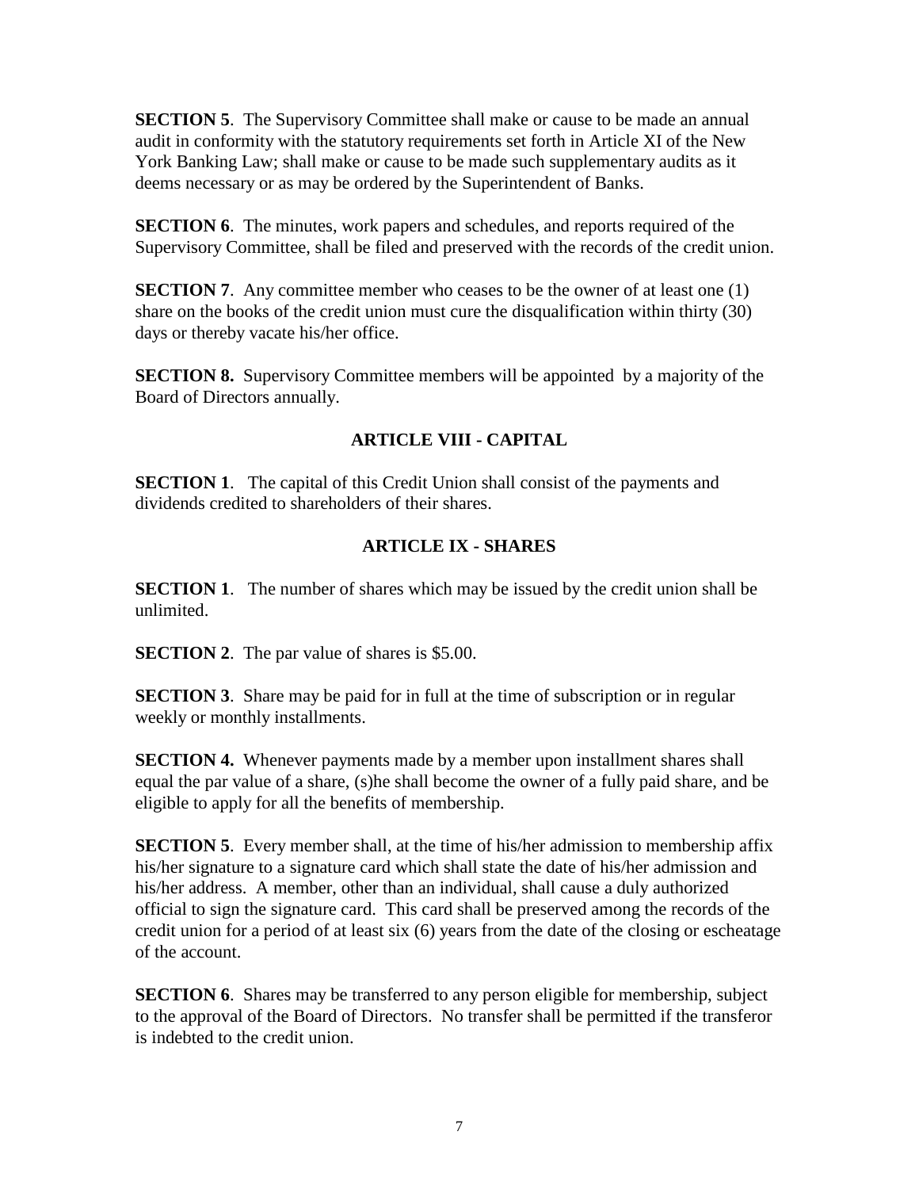**SECTION 5**. The Supervisory Committee shall make or cause to be made an annual audit in conformity with the statutory requirements set forth in Article XI of the New York Banking Law; shall make or cause to be made such supplementary audits as it deems necessary or as may be ordered by the Superintendent of Banks.

**SECTION 6**. The minutes, work papers and schedules, and reports required of the Supervisory Committee, shall be filed and preserved with the records of the credit union.

**SECTION 7**. Any committee member who ceases to be the owner of at least one (1) share on the books of the credit union must cure the disqualification within thirty (30) days or thereby vacate his/her office.

**SECTION 8.** Supervisory Committee members will be appointed by a majority of the Board of Directors annually.

## ARTICLE VIII - CAPITAL

**SECTION 1**. The capital of this Credit Union shall consist of the payments and dividends credited to shareholders of their shares.

## ARTICLE IX - SHARES

**SECTION 1**. The number of shares which may be issued by the credit union shall be unlimited.

**SECTION 2**. The par value of shares is $5.00.

**SECTION 3**. Share may be paid for in full at the time of subscription or in regular weekly or monthly installments.

**SECTION 4.** Whenever payments made by a member upon installment shares shall equal the par value of a share, (s)he shall become the owner of a fully paid share, and be eligible to apply for all the benefits of membership.

**SECTION 5**. Every member shall, at the time of his/her admission to membership affix his/her signature to a signature card which shall state the date of his/her admission and his/her address. A member, other than an individual, shall cause a duly authorized official to sign the signature card. This card shall be preserved among the records of the credit union for a period of at least six (6) years from the date of the closing or escheatage of the account.

**SECTION 6**. Shares may be transferred to any person eligible for membership, subject to the approval of the Board of Directors. No transfer shall be permitted if the transferor is indebted to the credit union.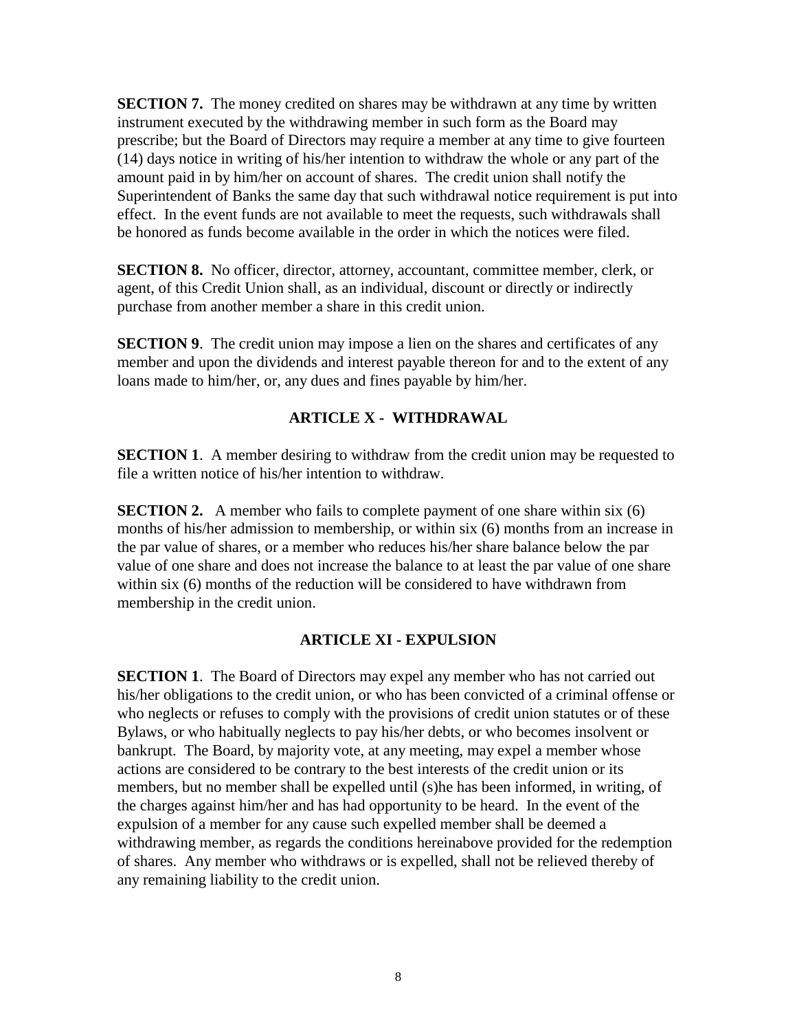**SECTION 7.** The money credited on shares may be withdrawn at any time by written instrument executed by the withdrawing member in such form as the Board may prescribe; but the Board of Directors may require a member at any time to give fourteen (14) days notice in writing of his/her intention to withdraw the whole or any part of the amount paid in by him/her on account of shares. The credit union shall notify the Superintendent of Banks the same day that such withdrawal notice requirement is put into effect. In the event funds are not available to meet the requests, such withdrawals shall be honored as funds become available in the order in which the notices were filed.

**SECTION 8.** No officer, director, attorney, accountant, committee member, clerk, or agent, of this Credit Union shall, as an individual, discount or directly or indirectly purchase from another member a share in this credit union.

**SECTION 9**. The credit union may impose a lien on the shares and certificates of any member and upon the dividends and interest payable thereon for and to the extent of any loans made to him/her, or, any dues and fines payable by him/her.

## ARTICLE X - WITHDRAWAL

**SECTION 1**. A member desiring to withdraw from the credit union may be requested to file a written notice of his/her intention to withdraw.

**SECTION 2.** A member who fails to complete payment of one share within six (6) months of his/her admission to membership, or within six (6) months from an increase in the par value of shares, or a member who reduces his/her share balance below the par value of one share and does not increase the balance to at least the par value of one share within six (6) months of the reduction will be considered to have withdrawn from membership in the credit union.

## ARTICLE XI - EXPULSION

**SECTION 1**. The Board of Directors may expel any member who has not carried out his/her obligations to the credit union, or who has been convicted of a criminal offense or who neglects or refuses to comply with the provisions of credit union statutes or of these Bylaws, or who habitually neglects to pay his/her debts, or who becomes insolvent or bankrupt. The Board, by majority vote, at any meeting, may expel a member whose actions are considered to be contrary to the best interests of the credit union or its members, but no member shall be expelled until (s)he has been informed, in writing, of the charges against him/her and has had opportunity to be heard. In the event of the expulsion of a member for any cause such expelled member shall be deemed a withdrawing member, as regards the conditions hereinabove provided for the redemption of shares. Any member who withdraws or is expelled, shall not be relieved thereby of any remaining liability to the credit union.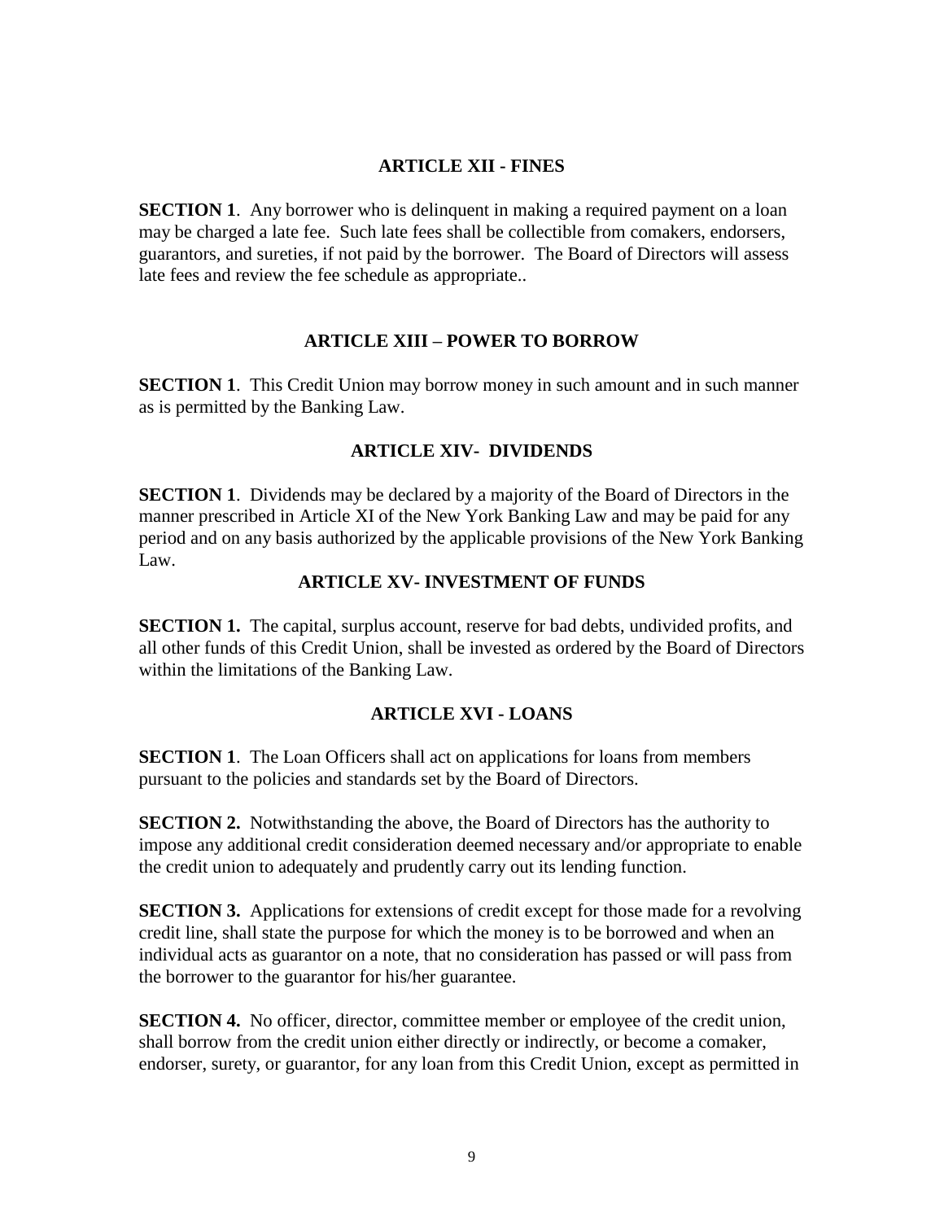## ARTICLE XII - FINES

**SECTION 1**. Any borrower who is delinquent in making a required payment on a loan may be charged a late fee. Such late fees shall be collectible from comakers, endorsers, guarantors, and sureties, if not paid by the borrower. The Board of Directors will assess late fees and review the fee schedule as appropriate..

## ARTICLE XIII – POWER TO BORROW

**SECTION 1**. This Credit Union may borrow money in such amount and in such manner as is permitted by the Banking Law.

## ARTICLE XIV- DIVIDENDS

**SECTION 1**. Dividends may be declared by a majority of the Board of Directors in the manner prescribed in Article XI of the New York Banking Law and may be paid for any period and on any basis authorized by the applicable provisions of the New York Banking Law.

## ARTICLE XV- INVESTMENT OF FUNDS

**SECTION 1.** The capital, surplus account, reserve for bad debts, undivided profits, and all other funds of this Credit Union, shall be invested as ordered by the Board of Directors within the limitations of the Banking Law.

## ARTICLE XVI - LOANS

**SECTION 1**. The Loan Officers shall act on applications for loans from members pursuant to the policies and standards set by the Board of Directors.

**SECTION 2.** Notwithstanding the above, the Board of Directors has the authority to impose any additional credit consideration deemed necessary and/or appropriate to enable the credit union to adequately and prudently carry out its lending function.

**SECTION 3.** Applications for extensions of credit except for those made for a revolving credit line, shall state the purpose for which the money is to be borrowed and when an individual acts as guarantor on a note, that no consideration has passed or will pass from the borrower to the guarantor for his/her guarantee.

**SECTION 4.** No officer, director, committee member or employee of the credit union, shall borrow from the credit union either directly or indirectly, or become a comaker, endorser, surety, or guarantor, for any loan from this Credit Union, except as permitted in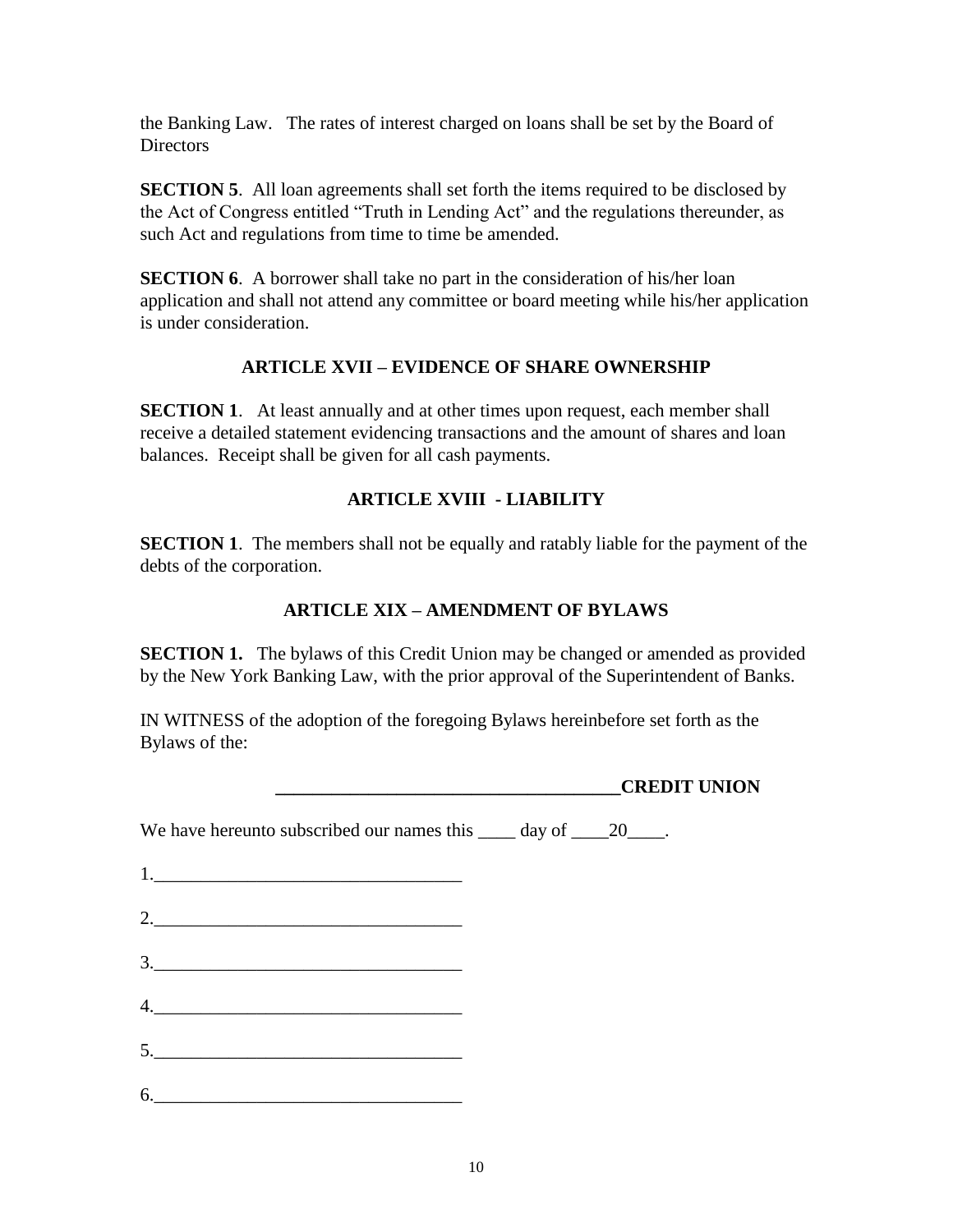the Banking Law. The rates of interest charged on loans shall be set by the Board of Directors

**SECTION 5**. All loan agreements shall set forth the items required to be disclosed by the Act of Congress entitled "Truth in Lending Act" and the regulations thereunder, as such Act and regulations from time to time be amended.

**SECTION 6**. A borrower shall take no part in the consideration of his/her loan application and shall not attend any committee or board meeting while his/her application is under consideration.

## ARTICLE XVII – EVIDENCE OF SHARE OWNERSHIP

**SECTION 1**. At least annually and at other times upon request, each member shall receive a detailed statement evidencing transactions and the amount of shares and loan balances. Receipt shall be given for all cash payments.

## ARTICLE XVIII - LIABILITY

**SECTION 1**. The members shall not be equally and ratably liable for the payment of the debts of the corporation.

## ARTICLE XIX – AMENDMENT OF BYLAWS

**SECTION 1.** The bylaws of this Credit Union may be changed or amended as provided by the New York Banking Law, with the prior approval of the Superintendent of Banks.

IN WITNESS of the adoption of the foregoing Bylaws hereinbefore set forth as the Bylaws of the:

**_____________________________________CREDIT UNION**

We have hereunto subscribed our names this ____ day of ____20____.

1.________________________________

2.________________________________

3.________________________________

4.________________________________

5.________________________________

6.________________________________